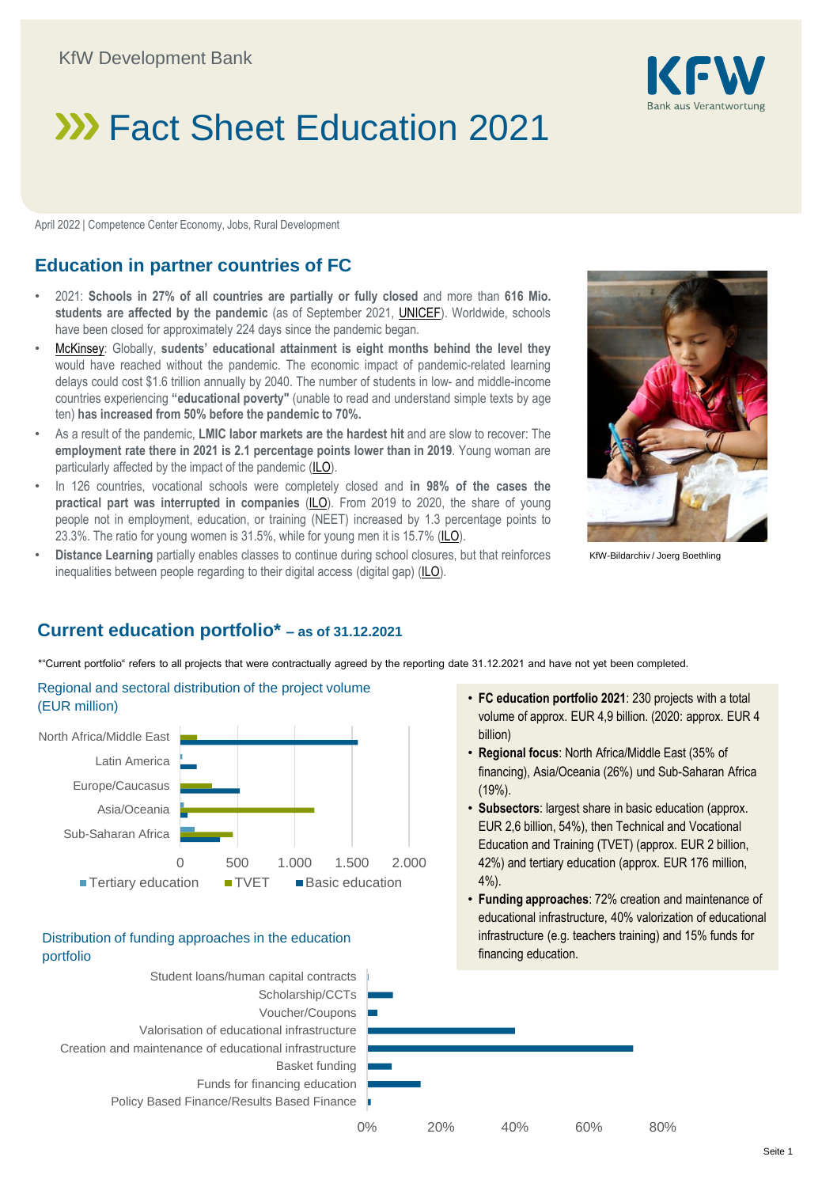KfW Development Bank

# Fact Sheet Education 2021

April 2022 | Competence Center Economy, Jobs, Rural Development

## Education in partner countries of FC

- 2021: **Schools in 27% of all countries are partially or fully closed** and more than **616 Mio. students are affected by the pandemic** (as of September 2021, UNICEF). Worldwide, schools have been closed for approximately 224 days since the pandemic began.
- McKinsey: Globally, **sudents' educational attainment is eight months behind the level they** would have reached without the pandemic. The economic impact of pandemic-related learning delays could cost $1.6 trillion annually by 2040. The number of students in low- and middle-income countries experiencing **"educational poverty"** (unable to read and understand simple texts by age ten) **has increased from 50% before the pandemic to 70%.**
- As a result of the pandemic, **LMIC labor markets are the hardest hit** and are slow to recover: The **employment rate there in 2021 is 2.1 percentage points lower than in 2019**. Young woman are particularly affected by the impact of the pandemic (ILO).
- In 126 countries, vocational schools were completely closed and **in 98% of the cases the practical part was interrupted in companies** (ILO). From 2019 to 2020, the share of young people not in employment, education, or training (NEET) increased by 1.3 percentage points to 23.3%. The ratio for young women is 31.5%, while for young men it is 15.7% (ILO).
- **Distance Learning** partially enables classes to continue during school closures, but that reinforces inequalities between people regarding to their digital access (digital gap) (ILO).

KfW-Bildarchiv / Joerg Boethling

## Current education portfolio* – as of 31.12.2021

*"Current portfolio" refers to all projects that were contractually agreed by the reporting date 31.12.2021 and have not yet been completed.

### Regional and sectoral distribution of the project volume (EUR million)

Regions: North Africa/Middle East, Latin America, Europe/Caucasus, Asia/Oceania, Sub-Saharan Africa; Axis: 0, 500, 1.000, 1.500, 2.000; Legend: Tertiary education, TVET, Basic education

- **FC education portfolio 2021**: 230 projects with a total volume of approx. EUR 4,9 billion. (2020: approx. EUR 4 billion)
- **Regional focus**: North Africa/Middle East (35% of financing), Asia/Oceania (26%) und Sub-Saharan Africa (19%).
- **Subsectors**: largest share in basic education (approx. EUR 2,6 billion, 54%), then Technical and Vocational Education and Training (TVET) (approx. EUR 2 billion, 42%) and tertiary education (approx. EUR 176 million, 4%).
- **Funding approaches**: 72% creation and maintenance of educational infrastructure, 40% valorization of educational infrastructure (e.g. teachers training) and 15% funds for financing education.

### Distribution of funding approaches in the education portfolio

Categories: Student loans/human capital contracts, Scholarship/CCTs, Voucher/Coupons, Valorisation of educational infrastructure, Creation and maintenance of educational infrastructure, Basket funding, Funds for financing education, Policy Based Finance/Results Based Finance; Axis: 0%, 20%, 40%, 60%, 80%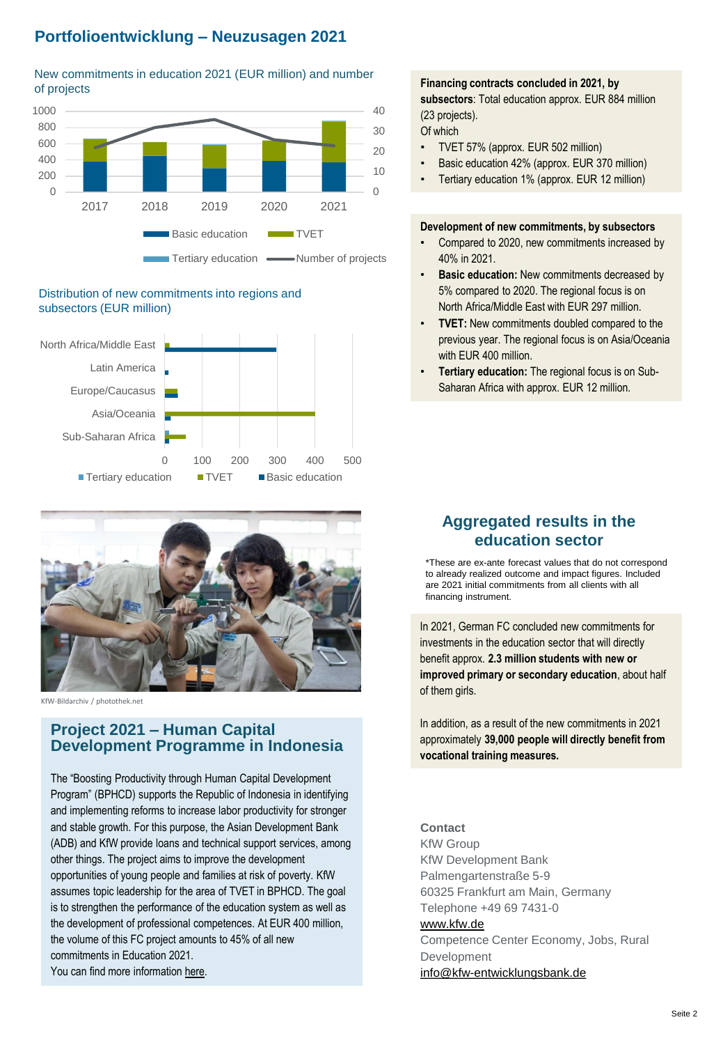## Portfolioentwicklung – Neuzusagen 2021

New commitments in education 2021 (EUR million) and number of projects

1000
800
600
400
200
0

40
30
20
10
0

2017 2018 2019 2020 2021

Basic education
TVET
Tertiary education
Number of projects

**Financing contracts concluded in 2021, by subsectors**: Total education approx. EUR 884 million (23 projects).
Of which

- TVET 57% (approx. EUR 502 million)
- Basic education 42% (approx. EUR 370 million)
- Tertiary education 1% (approx. EUR 12 million)

**Development of new commitments, by subsectors**

- Compared to 2020, new commitments increased by 40% in 2021.
- **Basic education:** New commitments decreased by 5% compared to 2020. The regional focus is on North Africa/Middle East with EUR 297 million.
- **TVET:** New commitments doubled compared to the previous year. The regional focus is on Asia/Oceania with EUR 400 million.
- **Tertiary education:** The regional focus is on Sub-Saharan Africa with approx. EUR 12 million.

Distribution of new commitments into regions and subsectors (EUR million)

North Africa/Middle East
Latin America
Europe/Caucasus
Asia/Oceania
Sub-Saharan Africa

0 100 200 300 400 500

Tertiary education
TVET
Basic education

KfW-Bildarchiv / photothek.net

### Project 2021 – Human Capital Development Programme in Indonesia

The "Boosting Productivity through Human Capital Development Program" (BPHCD) supports the Republic of Indonesia in identifying and implementing reforms to increase labor productivity for stronger and stable growth. For this purpose, the Asian Development Bank (ADB) and KfW provide loans and technical support services, among other things. The project aims to improve the development opportunities of young people and families at risk of poverty. KfW assumes topic leadership for the area of TVET in BPHCD. The goal is to strengthen the performance of the education system as well as the development of professional competences. At EUR 400 million, the volume of this FC project amounts to 45% of all new commitments in Education 2021.
You can find more information here.

## Aggregated results in the education sector

*These are ex-ante forecast values that do not correspond to already realized outcome and impact figures. Included are 2021 initial commitments from all clients with all financing instrument.

In 2021, German FC concluded new commitments for investments in the education sector that will directly benefit approx. **2.3 million students with new or improved primary or secondary education**, about half of them girls.

In addition, as a result of the new commitments in 2021 approximately **39,000 people will directly benefit from vocational training measures.**

**Contact**
KfW Group
KfW Development Bank
Palmengartenstraße 5-9
60325 Frankfurt am Main, Germany
Telephone +49 69 7431-0
www.kfw.de
Competence Center Economy, Jobs, Rural Development
info@kfw-entwicklungsbank.de